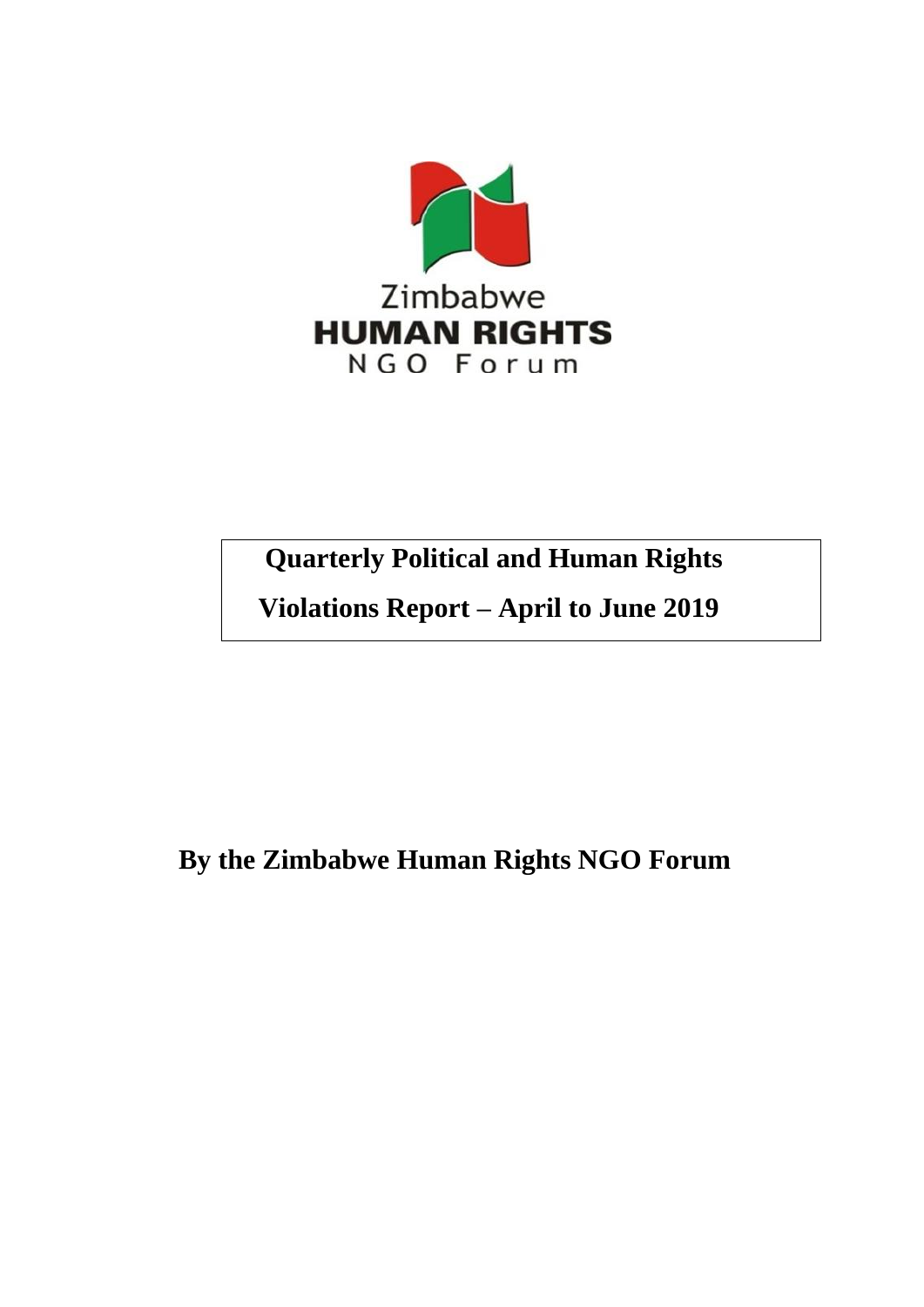Zimbabwe
**HUMAN RIGHTS**
NGO Forum

# Quarterly Political and Human Rights Violations Report – April to June 2019

## By the Zimbabwe Human Rights NGO Forum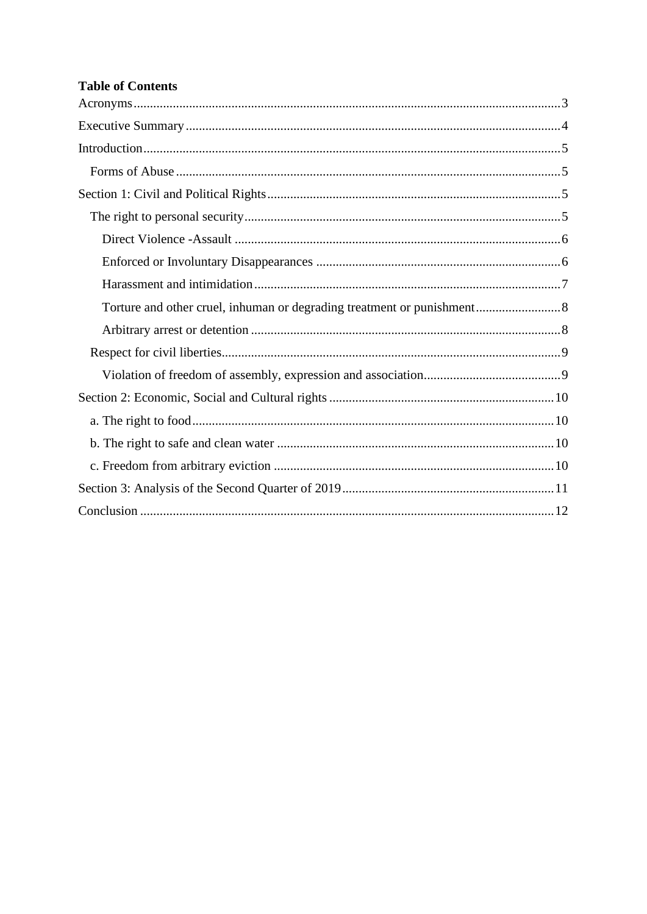**Table of Contents**

- Acronyms ..... 3
- Executive Summary ..... 4
- Introduction ..... 5
  - Forms of Abuse ..... 5
- Section 1: Civil and Political Rights ..... 5
  - The right to personal security ..... 5
    - Direct Violence -Assault ..... 6
    - Enforced or Involuntary Disappearances ..... 6
    - Harassment and intimidation ..... 7
    - Torture and other cruel, inhuman or degrading treatment or punishment ..... 8
    - Arbitrary arrest or detention ..... 8
  - Respect for civil liberties ..... 9
    - Violation of freedom of assembly, expression and association ..... 9
- Section 2: Economic, Social and Cultural rights ..... 10
  - a. The right to food ..... 10
  - b. The right to safe and clean water ..... 10
  - c. Freedom from arbitrary eviction ..... 10
- Section 3: Analysis of the Second Quarter of 2019 ..... 11
- Conclusion ..... 12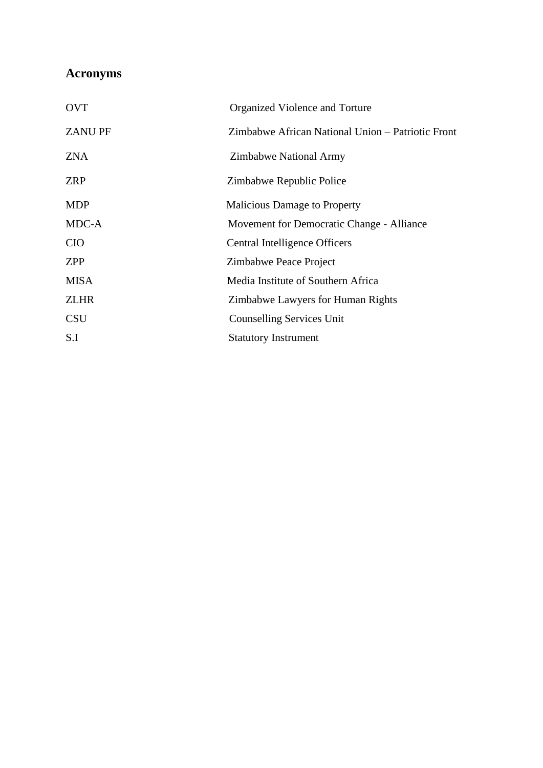## Acronyms

| | |
|---|---|
| OVT | Organized Violence and Torture |
| ZANU PF | Zimbabwe African National Union – Patriotic Front |
| ZNA | Zimbabwe National Army |
| ZRP | Zimbabwe Republic Police |
| MDP | Malicious Damage to Property |
| MDC-A | Movement for Democratic Change - Alliance |
| CIO | Central Intelligence Officers |
| ZPP | Zimbabwe Peace Project |
| MISA | Media Institute of Southern Africa |
| ZLHR | Zimbabwe Lawyers for Human Rights |
| CSU | Counselling Services Unit |
| S.I | Statutory Instrument |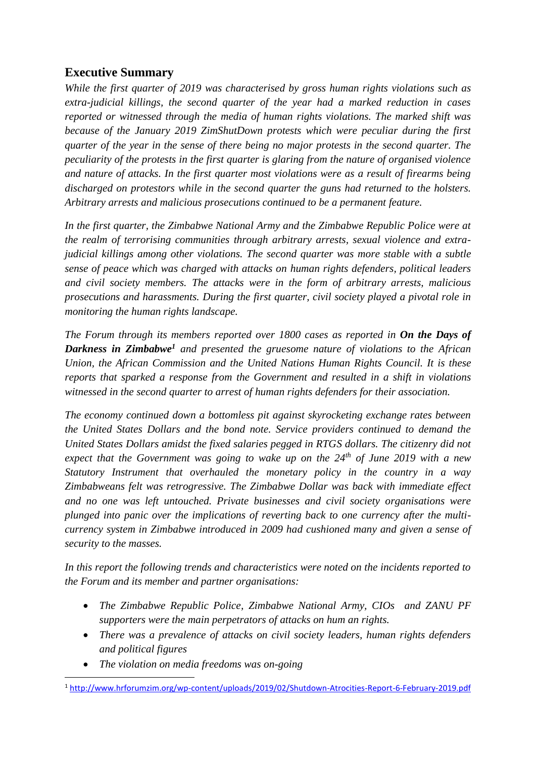## Executive Summary

*While the first quarter of 2019 was characterised by gross human rights violations such as extra-judicial killings, the second quarter of the year had a marked reduction in cases reported or witnessed through the media of human rights violations. The marked shift was because of the January 2019 ZimShutDown protests which were peculiar during the first quarter of the year in the sense of there being no major protests in the second quarter. The peculiarity of the protests in the first quarter is glaring from the nature of organised violence and nature of attacks. In the first quarter most violations were as a result of firearms being discharged on protestors while in the second quarter the guns had returned to the holsters. Arbitrary arrests and malicious prosecutions continued to be a permanent feature.*

*In the first quarter, the Zimbabwe National Army and the Zimbabwe Republic Police were at the realm of terrorising communities through arbitrary arrests, sexual violence and extra-judicial killings among other violations. The second quarter was more stable with a subtle sense of peace which was charged with attacks on human rights defenders, political leaders and civil society members. The attacks were in the form of arbitrary arrests, malicious prosecutions and harassments. During the first quarter, civil society played a pivotal role in monitoring the human rights landscape.*

*The Forum through its members reported over 1800 cases as reported in* ***On the Days of Darkness in Zimbabwe***[1] *and presented the gruesome nature of violations to the African Union, the African Commission and the United Nations Human Rights Council. It is these reports that sparked a response from the Government and resulted in a shift in violations witnessed in the second quarter to arrest of human rights defenders for their association.*

*The economy continued down a bottomless pit against skyrocketing exchange rates between the United States Dollars and the bond note. Service providers continued to demand the United States Dollars amidst the fixed salaries pegged in RTGS dollars. The citizenry did not expect that the Government was going to wake up on the 24th of June 2019 with a new Statutory Instrument that overhauled the monetary policy in the country in a way Zimbabweans felt was retrogressive. The Zimbabwe Dollar was back with immediate effect and no one was left untouched. Private businesses and civil society organisations were plunged into panic over the implications of reverting back to one currency after the multi-currency system in Zimbabwe introduced in 2009 had cushioned many and given a sense of security to the masses.*

*In this report the following trends and characteristics were noted on the incidents reported to the Forum and its member and partner organisations:*

- *The Zimbabwe Republic Police, Zimbabwe National Army, CIOs and ZANU PF supporters were the main perpetrators of attacks on hum an rights.*
- *There was a prevalence of attacks on civil society leaders, human rights defenders and political figures*
- *The violation on media freedoms was on-going*

[1] http://www.hrforumzim.org/wp-content/uploads/2019/02/Shutdown-Atrocities-Report-6-February-2019.pdf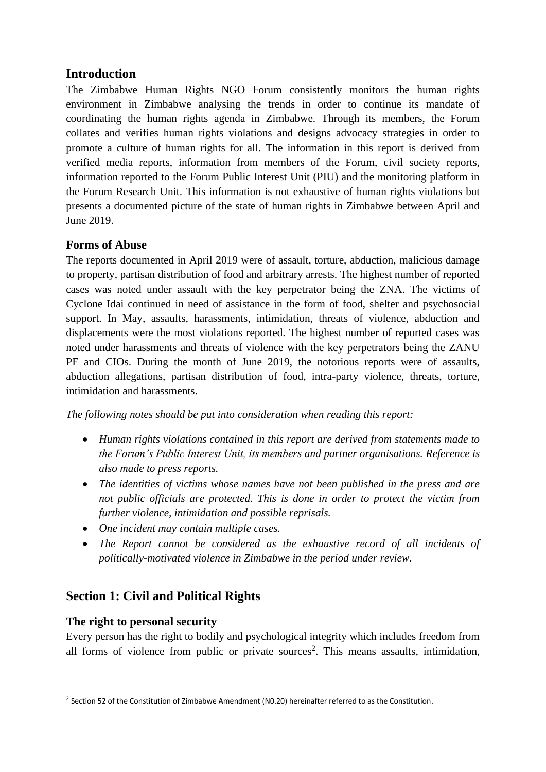## Introduction

The Zimbabwe Human Rights NGO Forum consistently monitors the human rights environment in Zimbabwe analysing the trends in order to continue its mandate of coordinating the human rights agenda in Zimbabwe. Through its members, the Forum collates and verifies human rights violations and designs advocacy strategies in order to promote a culture of human rights for all. The information in this report is derived from verified media reports, information from members of the Forum, civil society reports, information reported to the Forum Public Interest Unit (PIU) and the monitoring platform in the Forum Research Unit. This information is not exhaustive of human rights violations but presents a documented picture of the state of human rights in Zimbabwe between April and June 2019.

### Forms of Abuse

The reports documented in April 2019 were of assault, torture, abduction, malicious damage to property, partisan distribution of food and arbitrary arrests. The highest number of reported cases was noted under assault with the key perpetrator being the ZNA. The victims of Cyclone Idai continued in need of assistance in the form of food, shelter and psychosocial support. In May, assaults, harassments, intimidation, threats of violence, abduction and displacements were the most violations reported. The highest number of reported cases was noted under harassments and threats of violence with the key perpetrators being the ZANU PF and CIOs. During the month of June 2019, the notorious reports were of assaults, abduction allegations, partisan distribution of food, intra-party violence, threats, torture, intimidation and harassments.

*The following notes should be put into consideration when reading this report:*

- *Human rights violations contained in this report are derived from statements made to the Forum's Public Interest Unit, its members and partner organisations. Reference is also made to press reports.*
- *The identities of victims whose names have not been published in the press and are not public officials are protected. This is done in order to protect the victim from further violence, intimidation and possible reprisals.*
- *One incident may contain multiple cases.*
- *The Report cannot be considered as the exhaustive record of all incidents of politically-motivated violence in Zimbabwe in the period under review.*

## Section 1: Civil and Political Rights

### The right to personal security

Every person has the right to bodily and psychological integrity which includes freedom from all forms of violence from public or private sources[2]. This means assaults, intimidation,

---

[2] Section 52 of the Constitution of Zimbabwe Amendment (N0.20) hereinafter referred to as the Constitution.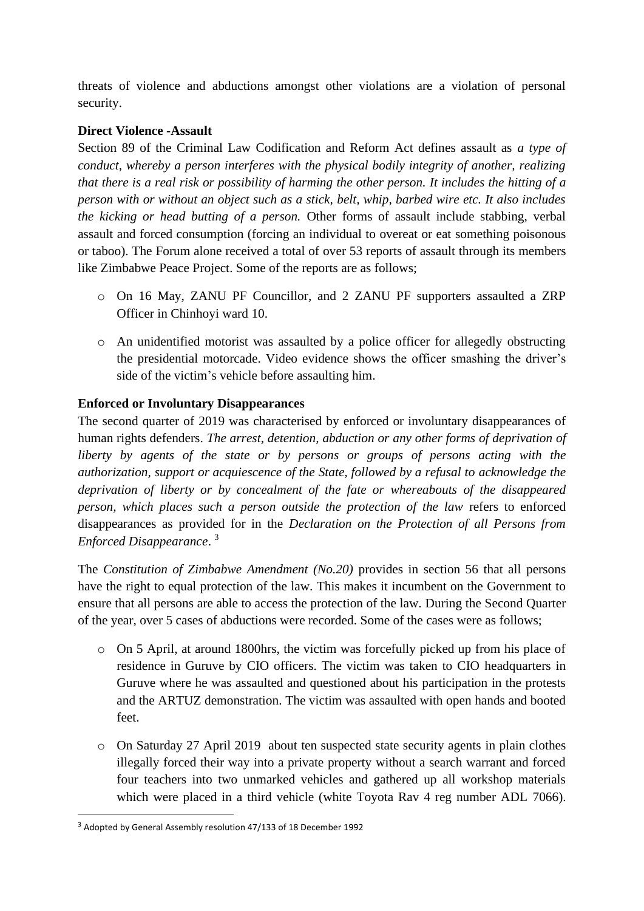threats of violence and abductions amongst other violations are a violation of personal security.

**Direct Violence -Assault**

Section 89 of the Criminal Law Codification and Reform Act defines assault as *a type of conduct, whereby a person interferes with the physical bodily integrity of another, realizing that there is a real risk or possibility of harming the other person. It includes the hitting of a person with or without an object such as a stick, belt, whip, barbed wire etc. It also includes the kicking or head butting of a person.* Other forms of assault include stabbing, verbal assault and forced consumption (forcing an individual to overeat or eat something poisonous or taboo). The Forum alone received a total of over 53 reports of assault through its members like Zimbabwe Peace Project. Some of the reports are as follows;

- On 16 May, ZANU PF Councillor, and 2 ZANU PF supporters assaulted a ZRP Officer in Chinhoyi ward 10.
- An unidentified motorist was assaulted by a police officer for allegedly obstructing the presidential motorcade. Video evidence shows the officer smashing the driver's side of the victim's vehicle before assaulting him.

**Enforced or Involuntary Disappearances**

The second quarter of 2019 was characterised by enforced or involuntary disappearances of human rights defenders. *The arrest, detention, abduction or any other forms of deprivation of liberty by agents of the state or by persons or groups of persons acting with the authorization, support or acquiescence of the State, followed by a refusal to acknowledge the deprivation of liberty or by concealment of the fate or whereabouts of the disappeared person, which places such a person outside the protection of the law* refers to enforced disappearances as provided for in the *Declaration on the Protection of all Persons from Enforced Disappearance*. [3]

The *Constitution of Zimbabwe Amendment (No.20)* provides in section 56 that all persons have the right to equal protection of the law. This makes it incumbent on the Government to ensure that all persons are able to access the protection of the law. During the Second Quarter of the year, over 5 cases of abductions were recorded. Some of the cases were as follows;

- On 5 April, at around 1800hrs, the victim was forcefully picked up from his place of residence in Guruve by CIO officers. The victim was taken to CIO headquarters in Guruve where he was assaulted and questioned about his participation in the protests and the ARTUZ demonstration. The victim was assaulted with open hands and booted feet.
- On Saturday 27 April 2019 about ten suspected state security agents in plain clothes illegally forced their way into a private property without a search warrant and forced four teachers into two unmarked vehicles and gathered up all workshop materials which were placed in a third vehicle (white Toyota Rav 4 reg number ADL 7066).

[3] Adopted by General Assembly resolution 47/133 of 18 December 1992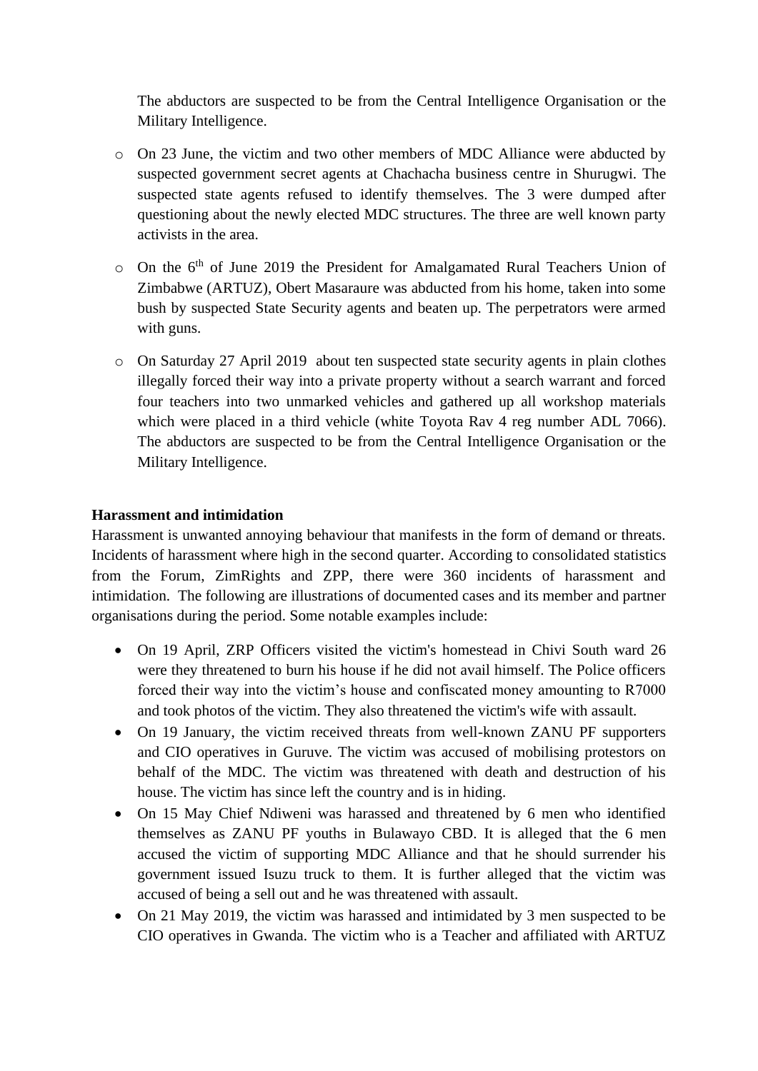The abductors are suspected to be from the Central Intelligence Organisation or the Military Intelligence.

- On 23 June, the victim and two other members of MDC Alliance were abducted by suspected government secret agents at Chachacha business centre in Shurugwi. The suspected state agents refused to identify themselves. The 3 were dumped after questioning about the newly elected MDC structures. The three are well known party activists in the area.
- On the 6th of June 2019 the President for Amalgamated Rural Teachers Union of Zimbabwe (ARTUZ), Obert Masaraure was abducted from his home, taken into some bush by suspected State Security agents and beaten up. The perpetrators were armed with guns.
- On Saturday 27 April 2019 about ten suspected state security agents in plain clothes illegally forced their way into a private property without a search warrant and forced four teachers into two unmarked vehicles and gathered up all workshop materials which were placed in a third vehicle (white Toyota Rav 4 reg number ADL 7066). The abductors are suspected to be from the Central Intelligence Organisation or the Military Intelligence.

**Harassment and intimidation**

Harassment is unwanted annoying behaviour that manifests in the form of demand or threats. Incidents of harassment where high in the second quarter. According to consolidated statistics from the Forum, ZimRights and ZPP, there were 360 incidents of harassment and intimidation. The following are illustrations of documented cases and its member and partner organisations during the period. Some notable examples include:

- On 19 April, ZRP Officers visited the victim's homestead in Chivi South ward 26 were they threatened to burn his house if he did not avail himself. The Police officers forced their way into the victim's house and confiscated money amounting to R7000 and took photos of the victim. They also threatened the victim's wife with assault.
- On 19 January, the victim received threats from well-known ZANU PF supporters and CIO operatives in Guruve. The victim was accused of mobilising protestors on behalf of the MDC. The victim was threatened with death and destruction of his house. The victim has since left the country and is in hiding.
- On 15 May Chief Ndiweni was harassed and threatened by 6 men who identified themselves as ZANU PF youths in Bulawayo CBD. It is alleged that the 6 men accused the victim of supporting MDC Alliance and that he should surrender his government issued Isuzu truck to them. It is further alleged that the victim was accused of being a sell out and he was threatened with assault.
- On 21 May 2019, the victim was harassed and intimidated by 3 men suspected to be CIO operatives in Gwanda. The victim who is a Teacher and affiliated with ARTUZ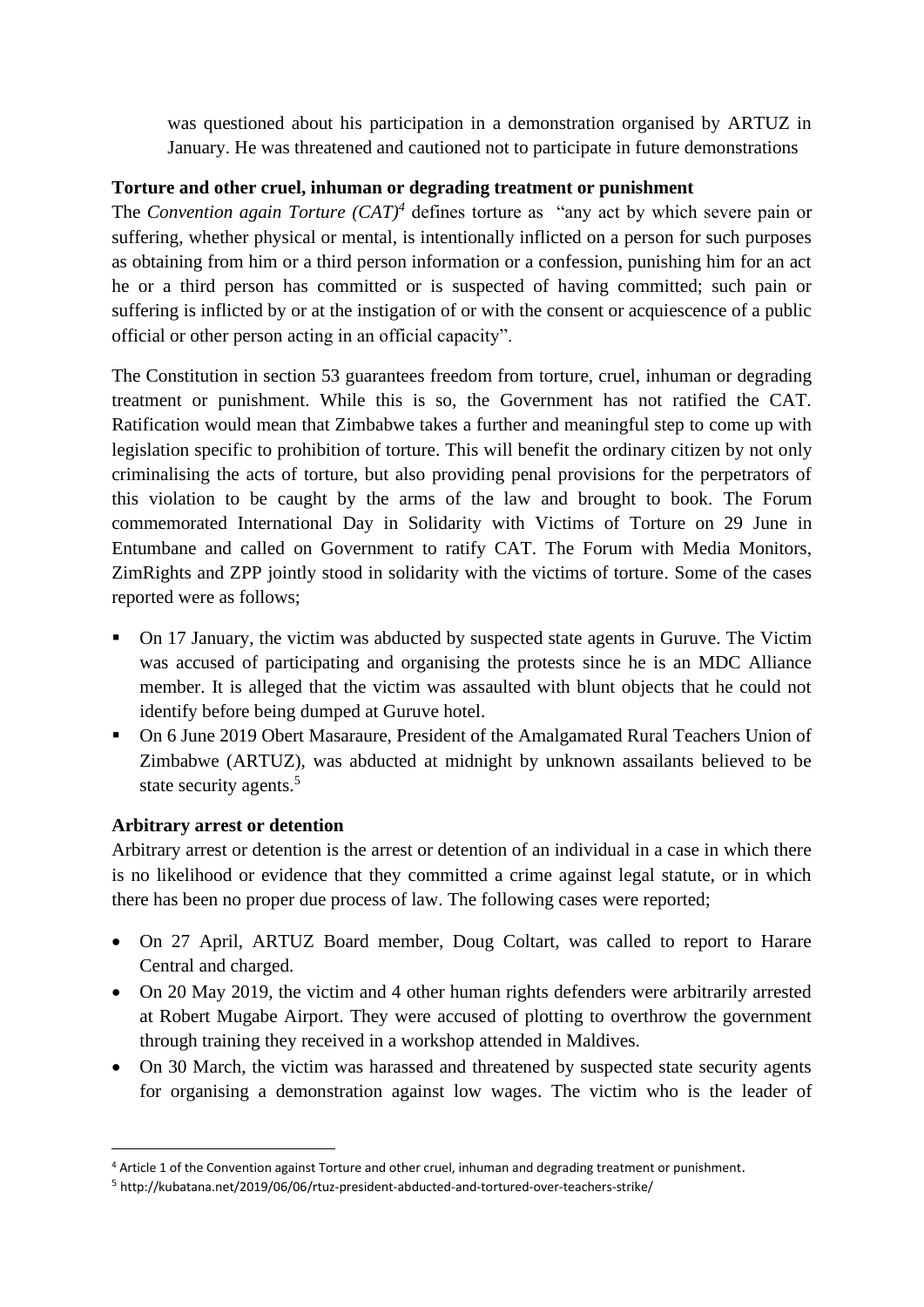was questioned about his participation in a demonstration organised by ARTUZ in January. He was threatened and cautioned not to participate in future demonstrations

**Torture and other cruel, inhuman or degrading treatment or punishment**

The *Convention again Torture (CAT)*[4] defines torture as "any act by which severe pain or suffering, whether physical or mental, is intentionally inflicted on a person for such purposes as obtaining from him or a third person information or a confession, punishing him for an act he or a third person has committed or is suspected of having committed; such pain or suffering is inflicted by or at the instigation of or with the consent or acquiescence of a public official or other person acting in an official capacity".

The Constitution in section 53 guarantees freedom from torture, cruel, inhuman or degrading treatment or punishment. While this is so, the Government has not ratified the CAT. Ratification would mean that Zimbabwe takes a further and meaningful step to come up with legislation specific to prohibition of torture. This will benefit the ordinary citizen by not only criminalising the acts of torture, but also providing penal provisions for the perpetrators of this violation to be caught by the arms of the law and brought to book. The Forum commemorated International Day in Solidarity with Victims of Torture on 29 June in Entumbane and called on Government to ratify CAT. The Forum with Media Monitors, ZimRights and ZPP jointly stood in solidarity with the victims of torture. Some of the cases reported were as follows;

- On 17 January, the victim was abducted by suspected state agents in Guruve. The Victim was accused of participating and organising the protests since he is an MDC Alliance member. It is alleged that the victim was assaulted with blunt objects that he could not identify before being dumped at Guruve hotel.
- On 6 June 2019 Obert Masaraure, President of the Amalgamated Rural Teachers Union of Zimbabwe (ARTUZ), was abducted at midnight by unknown assailants believed to be state security agents.[5]

**Arbitrary arrest or detention**

Arbitrary arrest or detention is the arrest or detention of an individual in a case in which there is no likelihood or evidence that they committed a crime against legal statute, or in which there has been no proper due process of law. The following cases were reported;

- On 27 April, ARTUZ Board member, Doug Coltart, was called to report to Harare Central and charged.
- On 20 May 2019, the victim and 4 other human rights defenders were arbitrarily arrested at Robert Mugabe Airport. They were accused of plotting to overthrow the government through training they received in a workshop attended in Maldives.
- On 30 March, the victim was harassed and threatened by suspected state security agents for organising a demonstration against low wages. The victim who is the leader of

[4] Article 1 of the Convention against Torture and other cruel, inhuman and degrading treatment or punishment.

[5] http://kubatana.net/2019/06/06/rtuz-president-abducted-and-tortured-over-teachers-strike/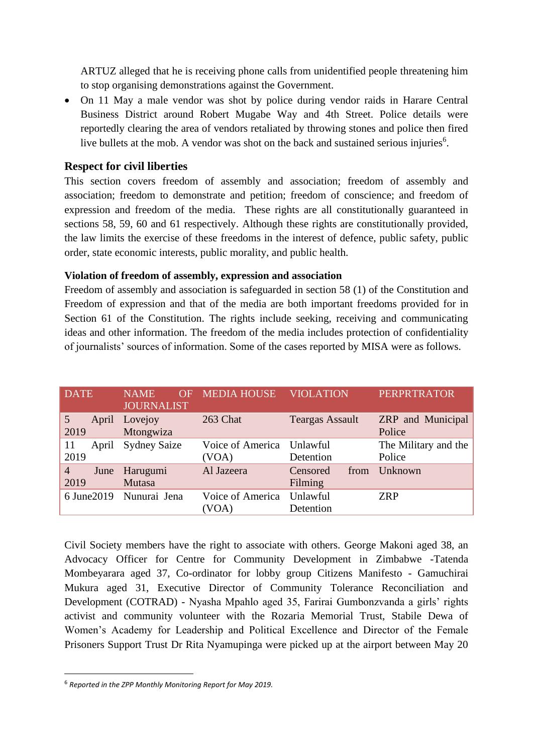ARTUZ alleged that he is receiving phone calls from unidentified people threatening him to stop organising demonstrations against the Government.

- On 11 May a male vendor was shot by police during vendor raids in Harare Central Business District around Robert Mugabe Way and 4th Street. Police details were reportedly clearing the area of vendors retaliated by throwing stones and police then fired live bullets at the mob. A vendor was shot on the back and sustained serious injuries[6].

## Respect for civil liberties

This section covers freedom of assembly and association; freedom of assembly and association; freedom to demonstrate and petition; freedom of conscience; and freedom of expression and freedom of the media. These rights are all constitutionally guaranteed in sections 58, 59, 60 and 61 respectively. Although these rights are constitutionally provided, the law limits the exercise of these freedoms in the interest of defence, public safety, public order, state economic interests, public morality, and public health.

### Violation of freedom of assembly, expression and association

Freedom of assembly and association is safeguarded in section 58 (1) of the Constitution and Freedom of expression and that of the media are both important freedoms provided for in Section 61 of the Constitution. The rights include seeking, receiving and communicating ideas and other information. The freedom of the media includes protection of confidentiality of journalists' sources of information. Some of the cases reported by MISA were as follows.

| DATE | NAME OF JOURNALIST | MEDIA HOUSE | VIOLATION | PERPRTRATOR |
|---|---|---|---|---|
| 5 April 2019 | Lovejoy Mtongwiza | 263 Chat | Teargas Assault | ZRP and Municipal Police |
| 11 April 2019 | Sydney Saize | Voice of America (VOA) | Unlawful Detention | The Military and the Police |
| 4 June 2019 | Harugumi Mutasa | Al Jazeera | Censored from Filming | Unknown |
| 6 June2019 | Nunurai Jena | Voice of America (VOA) | Unlawful Detention | ZRP |

Civil Society members have the right to associate with others. George Makoni aged 38, an Advocacy Officer for Centre for Community Development in Zimbabwe -Tatenda Mombeyarara aged 37, Co-ordinator for lobby group Citizens Manifesto - Gamuchirai Mukura aged 31, Executive Director of Community Tolerance Reconciliation and Development (COTRAD) - Nyasha Mpahlo aged 35, Farirai Gumbonzvanda a girls' rights activist and community volunteer with the Rozaria Memorial Trust, Stabile Dewa of Women's Academy for Leadership and Political Excellence and Director of the Female Prisoners Support Trust Dr Rita Nyamupinga were picked up at the airport between May 20

---

[6] *Reported in the ZPP Monthly Monitoring Report for May 2019.*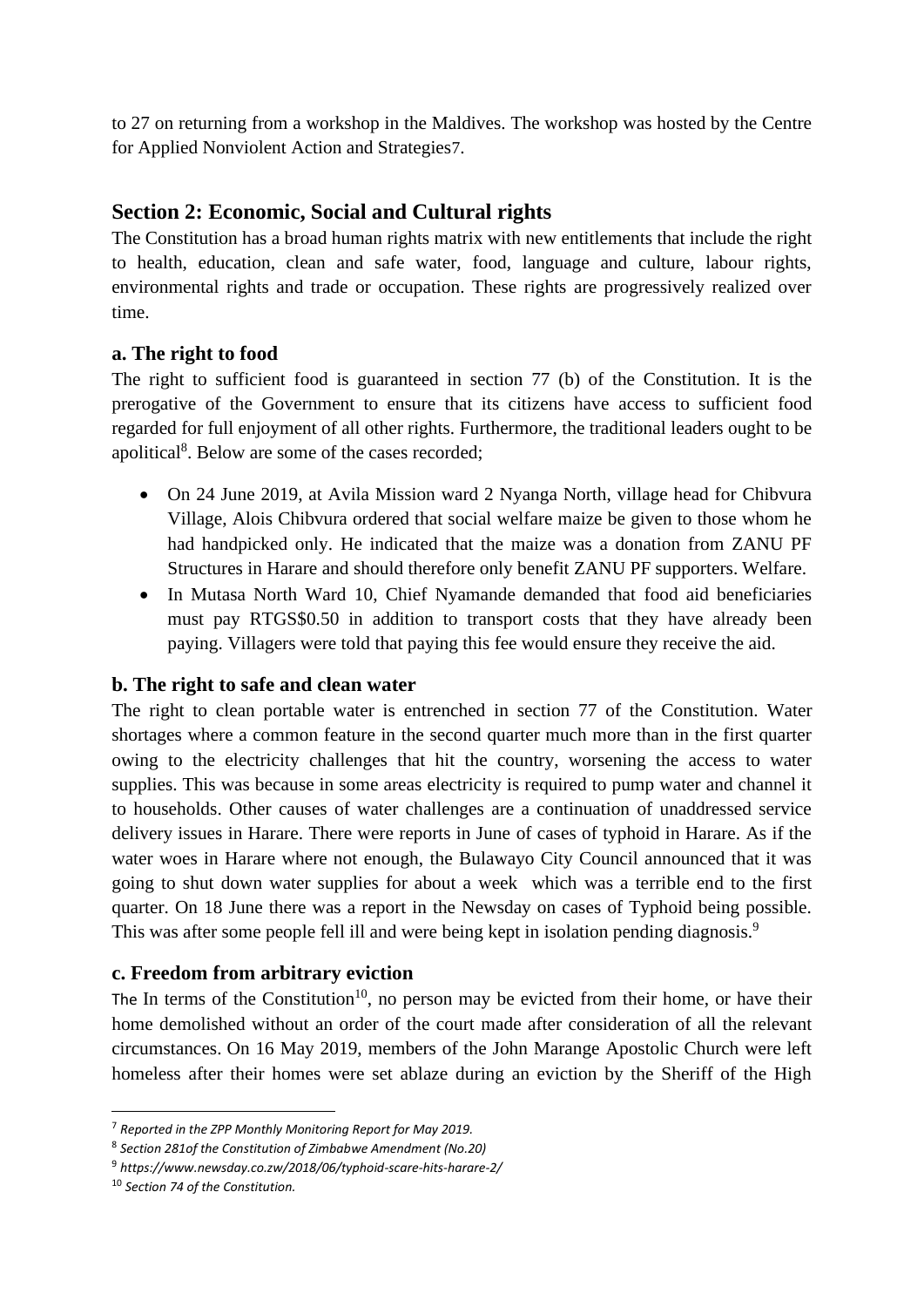to 27 on returning from a workshop in the Maldives. The workshop was hosted by the Centre for Applied Nonviolent Action and Strategies7.

## Section 2: Economic, Social and Cultural rights

The Constitution has a broad human rights matrix with new entitlements that include the right to health, education, clean and safe water, food, language and culture, labour rights, environmental rights and trade or occupation. These rights are progressively realized over time.

### a. The right to food

The right to sufficient food is guaranteed in section 77 (b) of the Constitution. It is the prerogative of the Government to ensure that its citizens have access to sufficient food regarded for full enjoyment of all other rights. Furthermore, the traditional leaders ought to be apolitical[8]. Below are some of the cases recorded;

- On 24 June 2019, at Avila Mission ward 2 Nyanga North, village head for Chibvura Village, Alois Chibvura ordered that social welfare maize be given to those whom he had handpicked only. He indicated that the maize was a donation from ZANU PF Structures in Harare and should therefore only benefit ZANU PF supporters. Welfare.
- In Mutasa North Ward 10, Chief Nyamande demanded that food aid beneficiaries must pay RTGS$0.50 in addition to transport costs that they have already been paying. Villagers were told that paying this fee would ensure they receive the aid.

### b. The right to safe and clean water

The right to clean portable water is entrenched in section 77 of the Constitution. Water shortages where a common feature in the second quarter much more than in the first quarter owing to the electricity challenges that hit the country, worsening the access to water supplies. This was because in some areas electricity is required to pump water and channel it to households. Other causes of water challenges are a continuation of unaddressed service delivery issues in Harare. There were reports in June of cases of typhoid in Harare. As if the water woes in Harare where not enough, the Bulawayo City Council announced that it was going to shut down water supplies for about a week which was a terrible end to the first quarter. On 18 June there was a report in the Newsday on cases of Typhoid being possible. This was after some people fell ill and were being kept in isolation pending diagnosis.[9]

### c. Freedom from arbitrary eviction

The In terms of the Constitution[10], no person may be evicted from their home, or have their home demolished without an order of the court made after consideration of all the relevant circumstances. On 16 May 2019, members of the John Marange Apostolic Church were left homeless after their homes were set ablaze during an eviction by the Sheriff of the High

---

[7] *Reported in the ZPP Monthly Monitoring Report for May 2019.*

[8] *Section 281of the Constitution of Zimbabwe Amendment (No.20)*

[9] *https://www.newsday.co.zw/2018/06/typhoid-scare-hits-harare-2/*

[10] *Section 74 of the Constitution.*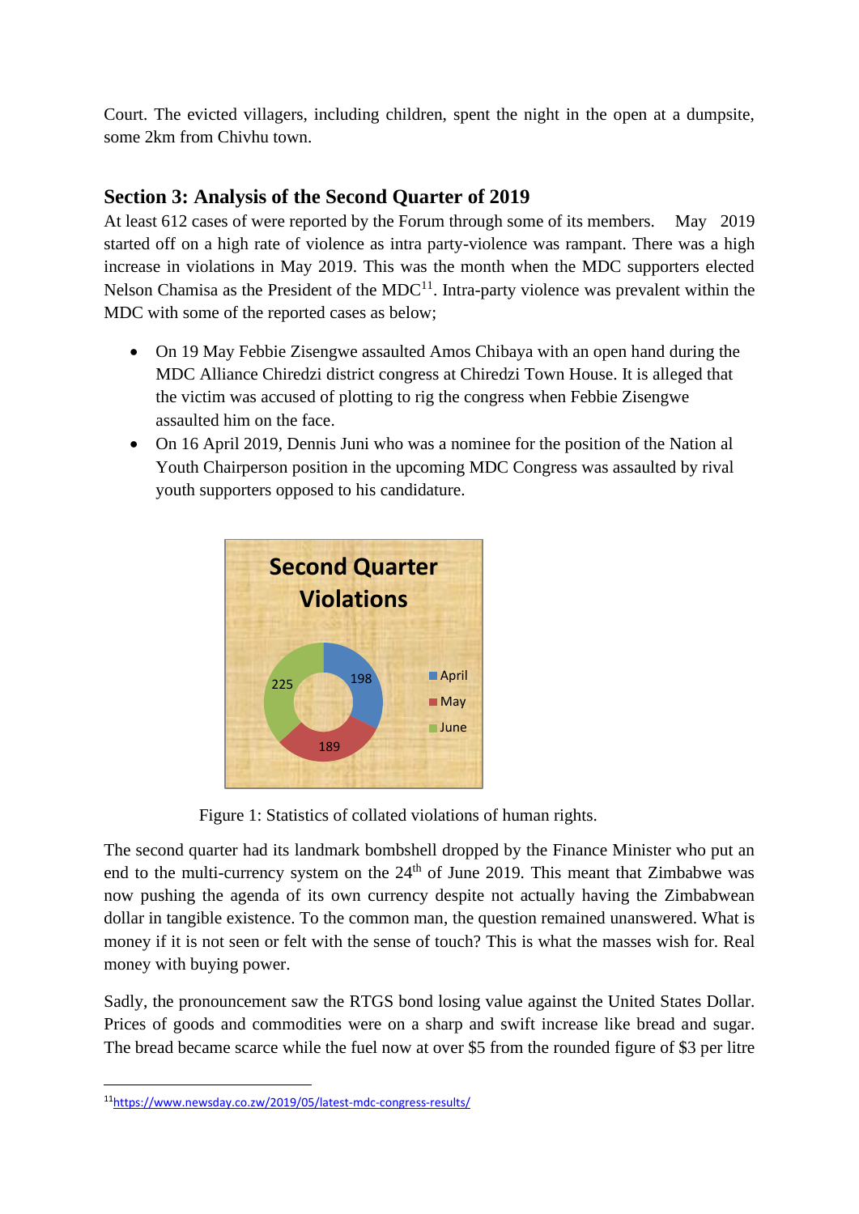Court. The evicted villagers, including children, spent the night in the open at a dumpsite, some 2km from Chivhu town.

## Section 3: Analysis of the Second Quarter of 2019

At least 612 cases of were reported by the Forum through some of its members. May 2019 started off on a high rate of violence as intra party-violence was rampant. There was a high increase in violations in May 2019. This was the month when the MDC supporters elected Nelson Chamisa as the President of the MDC[11]. Intra-party violence was prevalent within the MDC with some of the reported cases as below;

- On 19 May Febbie Zisengwe assaulted Amos Chibaya with an open hand during the MDC Alliance Chiredzi district congress at Chiredzi Town House. It is alleged that the victim was accused of plotting to rig the congress when Febbie Zisengwe assaulted him on the face.
- On 16 April 2019, Dennis Juni who was a nominee for the position of the Nation al Youth Chairperson position in the upcoming MDC Congress was assaulted by rival youth supporters opposed to his candidature.

**Second Quarter Violations**

| Month | Violations |
|---|---|
| April | 198 |
| May | 189 |
| June | 225 |

Figure 1: Statistics of collated violations of human rights.

The second quarter had its landmark bombshell dropped by the Finance Minister who put an end to the multi-currency system on the 24th of June 2019. This meant that Zimbabwe was now pushing the agenda of its own currency despite not actually having the Zimbabwean dollar in tangible existence. To the common man, the question remained unanswered. What is money if it is not seen or felt with the sense of touch? This is what the masses wish for. Real money with buying power.

Sadly, the pronouncement saw the RTGS bond losing value against the United States Dollar. Prices of goods and commodities were on a sharp and swift increase like bread and sugar. The bread became scarce while the fuel now at over $5 from the rounded figure of $3 per litre

[11] https://www.newsday.co.zw/2019/05/latest-mdc-congress-results/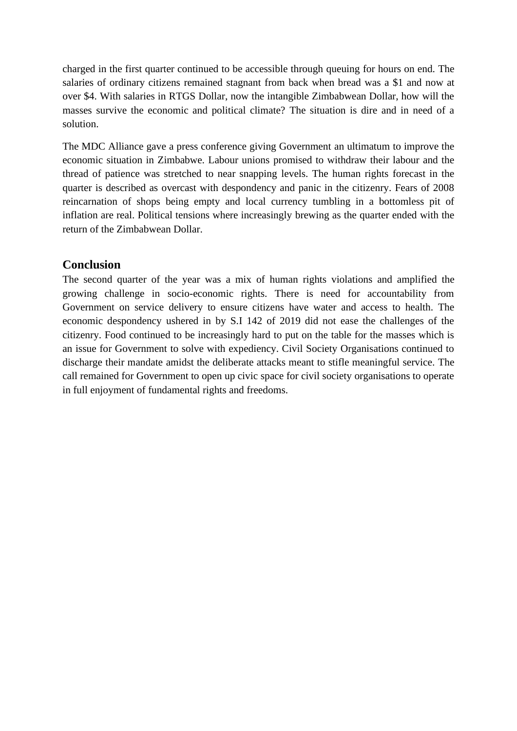charged in the first quarter continued to be accessible through queuing for hours on end. The salaries of ordinary citizens remained stagnant from back when bread was a $1 and now at over $4. With salaries in RTGS Dollar, now the intangible Zimbabwean Dollar, how will the masses survive the economic and political climate? The situation is dire and in need of a solution.

The MDC Alliance gave a press conference giving Government an ultimatum to improve the economic situation in Zimbabwe. Labour unions promised to withdraw their labour and the thread of patience was stretched to near snapping levels. The human rights forecast in the quarter is described as overcast with despondency and panic in the citizenry. Fears of 2008 reincarnation of shops being empty and local currency tumbling in a bottomless pit of inflation are real. Political tensions where increasingly brewing as the quarter ended with the return of the Zimbabwean Dollar.

## Conclusion

The second quarter of the year was a mix of human rights violations and amplified the growing challenge in socio-economic rights. There is need for accountability from Government on service delivery to ensure citizens have water and access to health. The economic despondency ushered in by S.I 142 of 2019 did not ease the challenges of the citizenry. Food continued to be increasingly hard to put on the table for the masses which is an issue for Government to solve with expediency. Civil Society Organisations continued to discharge their mandate amidst the deliberate attacks meant to stifle meaningful service. The call remained for Government to open up civic space for civil society organisations to operate in full enjoyment of fundamental rights and freedoms.